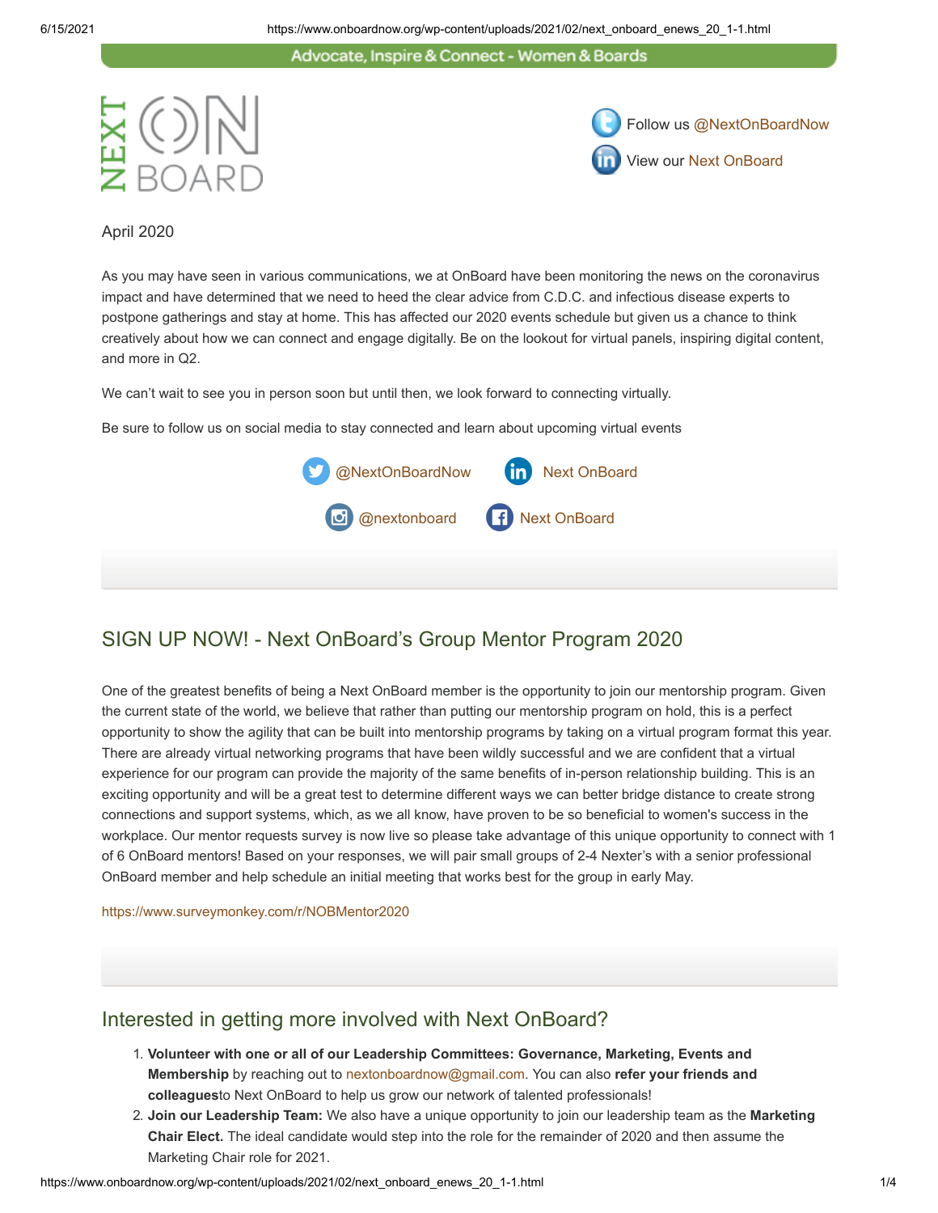Advocate, Inspire & Connect - Women & Boards

NEXT ON BOARD

Follow us @NextOnBoardNow

View our Next OnBoard

April 2020

As you may have seen in various communications, we at OnBoard have been monitoring the news on the coronavirus impact and have determined that we need to heed the clear advice from C.D.C. and infectious disease experts to postpone gatherings and stay at home. This has affected our 2020 events schedule but given us a chance to think creatively about how we can connect and engage digitally. Be on the lookout for virtual panels, inspiring digital content, and more in Q2.

We can't wait to see you in person soon but until then, we look forward to connecting virtually.

Be sure to follow us on social media to stay connected and learn about upcoming virtual events

@NextOnBoardNow     Next OnBoard

@nextonboard     Next OnBoard

## SIGN UP NOW! - Next OnBoard's Group Mentor Program 2020

One of the greatest benefits of being a Next OnBoard member is the opportunity to join our mentorship program. Given the current state of the world, we believe that rather than putting our mentorship program on hold, this is a perfect opportunity to show the agility that can be built into mentorship programs by taking on a virtual program format this year. There are already virtual networking programs that have been wildly successful and we are confident that a virtual experience for our program can provide the majority of the same benefits of in-person relationship building. This is an exciting opportunity and will be a great test to determine different ways we can better bridge distance to create strong connections and support systems, which, as we all know, have proven to be so beneficial to women's success in the workplace. Our mentor requests survey is now live so please take advantage of this unique opportunity to connect with 1 of 6 OnBoard mentors! Based on your responses, we will pair small groups of 2-4 Nexter's with a senior professional OnBoard member and help schedule an initial meeting that works best for the group in early May.

https://www.surveymonkey.com/r/NOBMentor2020

## Interested in getting more involved with Next OnBoard?

1. **Volunteer with one or all of our Leadership Committees: Governance, Marketing, Events and Membership** by reaching out to nextonboardnow@gmail.com. You can also **refer your friends and colleagues**to Next OnBoard to help us grow our network of talented professionals!
2. **Join our Leadership Team:** We also have a unique opportunity to join our leadership team as the **Marketing Chair Elect.** The ideal candidate would step into the role for the remainder of 2020 and then assume the Marketing Chair role for 2021.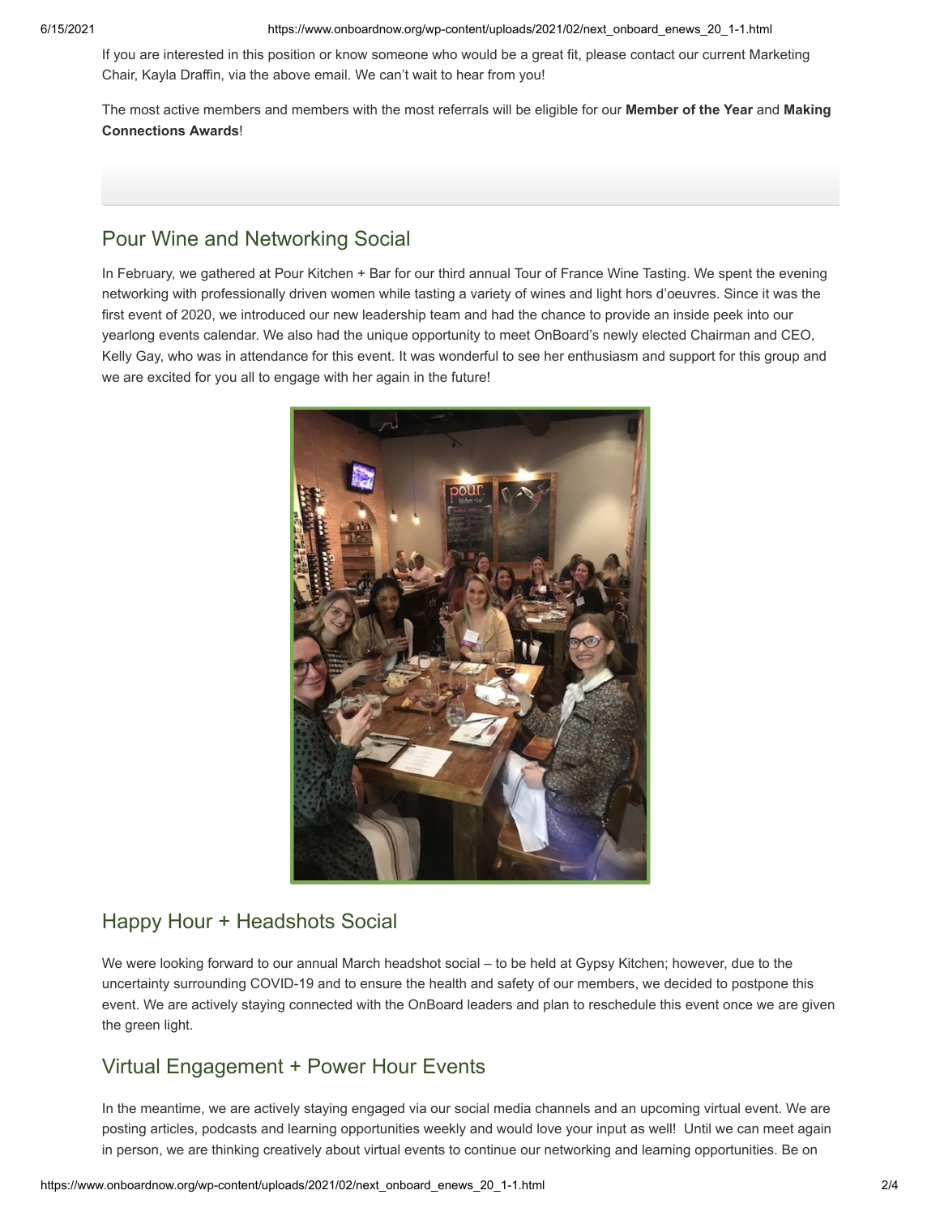If you are interested in this position or know someone who would be a great fit, please contact our current Marketing Chair, Kayla Draffin, via the above email. We can't wait to hear from you!

The most active members and members with the most referrals will be eligible for our **Member of the Year** and **Making Connections Awards**!

## Pour Wine and Networking Social

In February, we gathered at Pour Kitchen + Bar for our third annual Tour of France Wine Tasting. We spent the evening networking with professionally driven women while tasting a variety of wines and light hors d'oeuvres. Since it was the first event of 2020, we introduced our new leadership team and had the chance to provide an inside peek into our yearlong events calendar. We also had the unique opportunity to meet OnBoard's newly elected Chairman and CEO, Kelly Gay, who was in attendance for this event. It was wonderful to see her enthusiasm and support for this group and we are excited for you all to engage with her again in the future!

## Happy Hour + Headshots Social

We were looking forward to our annual March headshot social – to be held at Gypsy Kitchen; however, due to the uncertainty surrounding COVID-19 and to ensure the health and safety of our members, we decided to postpone this event. We are actively staying connected with the OnBoard leaders and plan to reschedule this event once we are given the green light.

## Virtual Engagement + Power Hour Events

In the meantime, we are actively staying engaged via our social media channels and an upcoming virtual event. We are posting articles, podcasts and learning opportunities weekly and would love your input as well! Until we can meet again in person, we are thinking creatively about virtual events to continue our networking and learning opportunities. Be on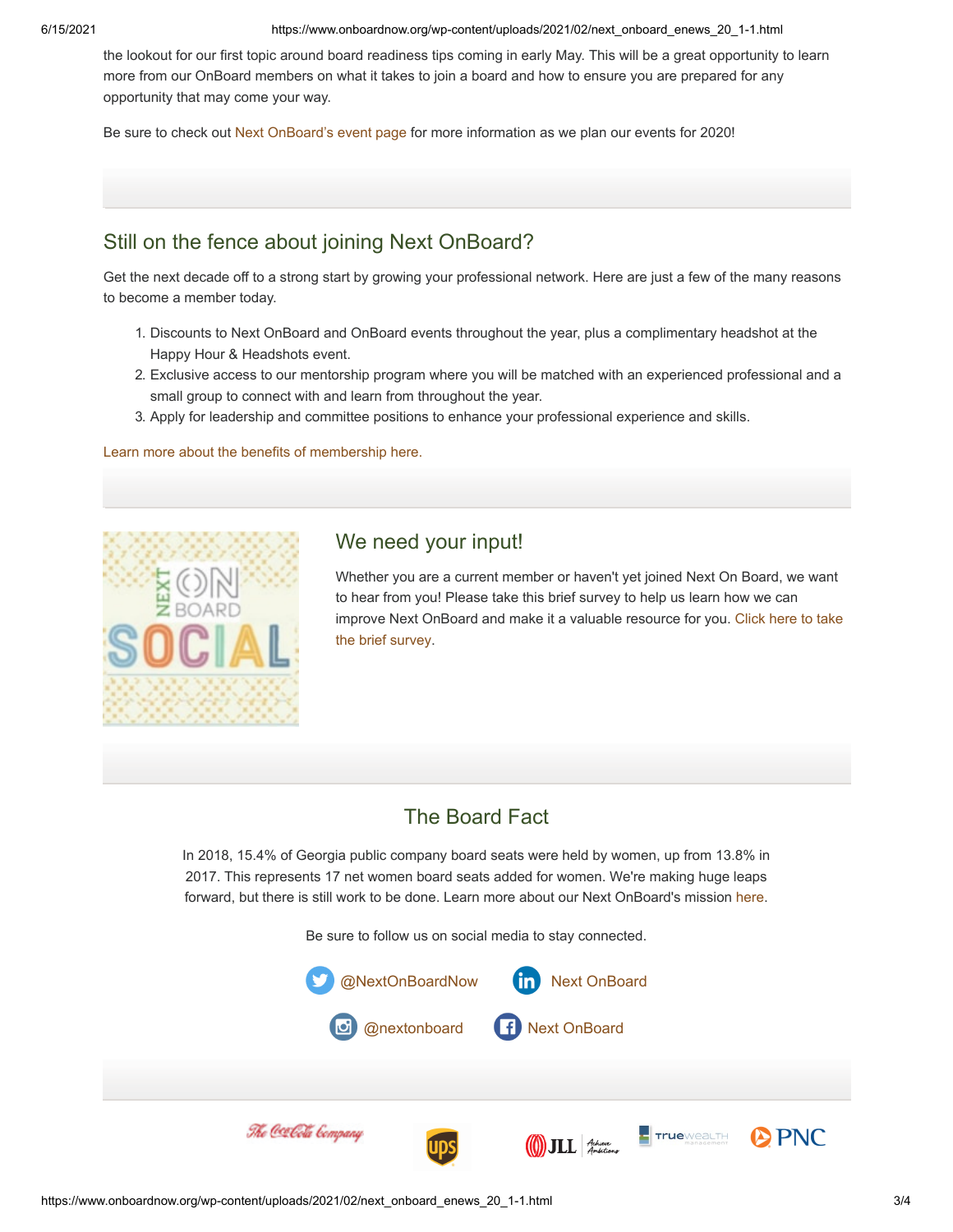the lookout for our first topic around board readiness tips coming in early May. This will be a great opportunity to learn more from our OnBoard members on what it takes to join a board and how to ensure you are prepared for any opportunity that may come your way.

Be sure to check out Next OnBoard's event page for more information as we plan our events for 2020!

## Still on the fence about joining Next OnBoard?

Get the next decade off to a strong start by growing your professional network. Here are just a few of the many reasons to become a member today.

1. Discounts to Next OnBoard and OnBoard events throughout the year, plus a complimentary headshot at the Happy Hour & Headshots event.
2. Exclusive access to our mentorship program where you will be matched with an experienced professional and a small group to connect with and learn from throughout the year.
3. Apply for leadership and committee positions to enhance your professional experience and skills.

Learn more about the benefits of membership here.

## We need your input!

Whether you are a current member or haven't yet joined Next On Board, we want to hear from you! Please take this brief survey to help us learn how we can improve Next OnBoard and make it a valuable resource for you. Click here to take the brief survey.

## The Board Fact

In 2018, 15.4% of Georgia public company board seats were held by women, up from 13.8% in 2017. This represents 17 net women board seats added for women. We're making huge leaps forward, but there is still work to be done. Learn more about our Next OnBoard's mission here.

Be sure to follow us on social media to stay connected.

@NextOnBoardNow    Next OnBoard

@nextonboard    Next OnBoard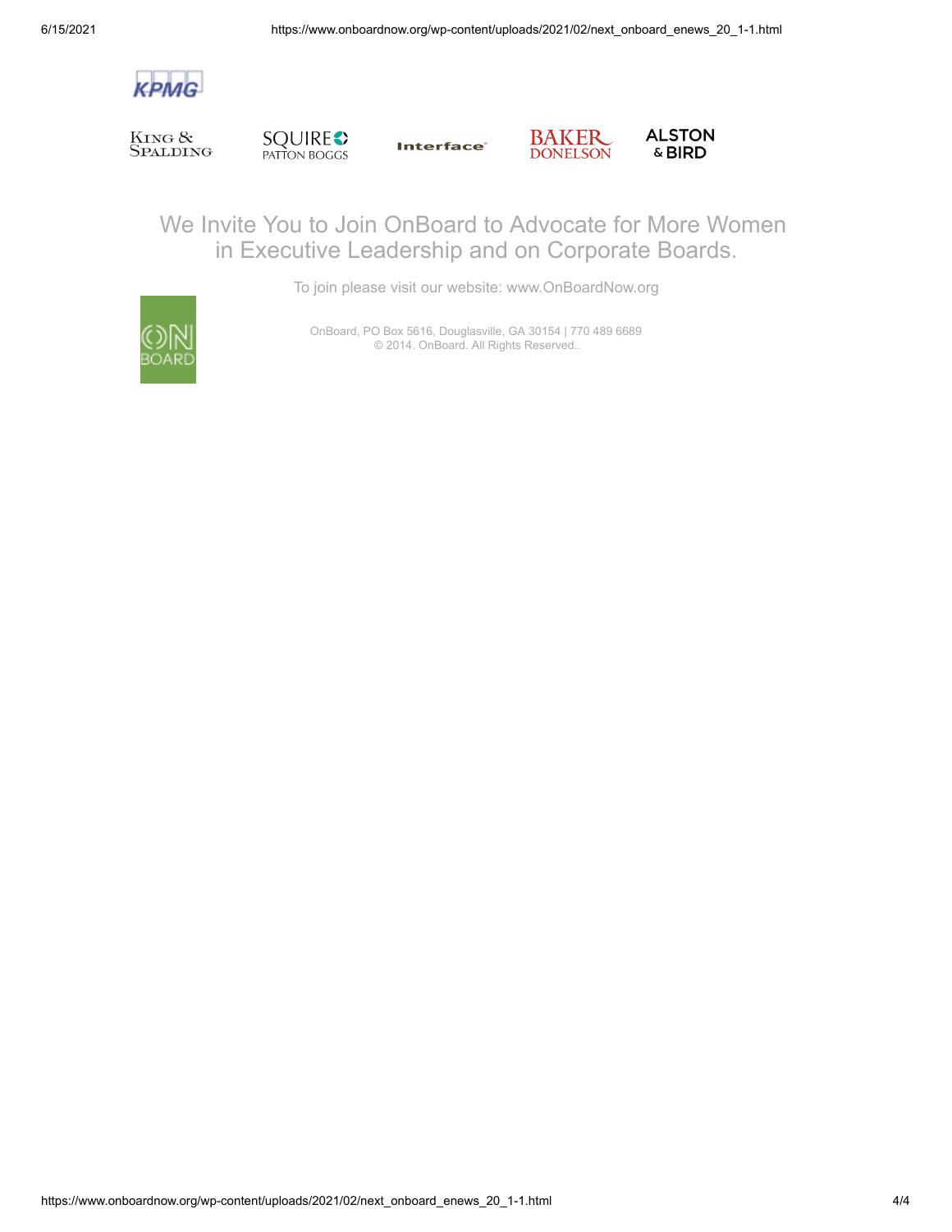KPMG

King & Spalding | Squire Patton Boggs | Interface | Baker Donelson | Alston & Bird

## We Invite You to Join OnBoard to Advocate for More Women in Executive Leadership and on Corporate Boards.

To join please visit our website: www.OnBoardNow.org

ON BOARD

OnBoard, PO Box 5616, Douglasville, GA 30154 | 770 489 6689
© 2014. OnBoard. All Rights Reserved..